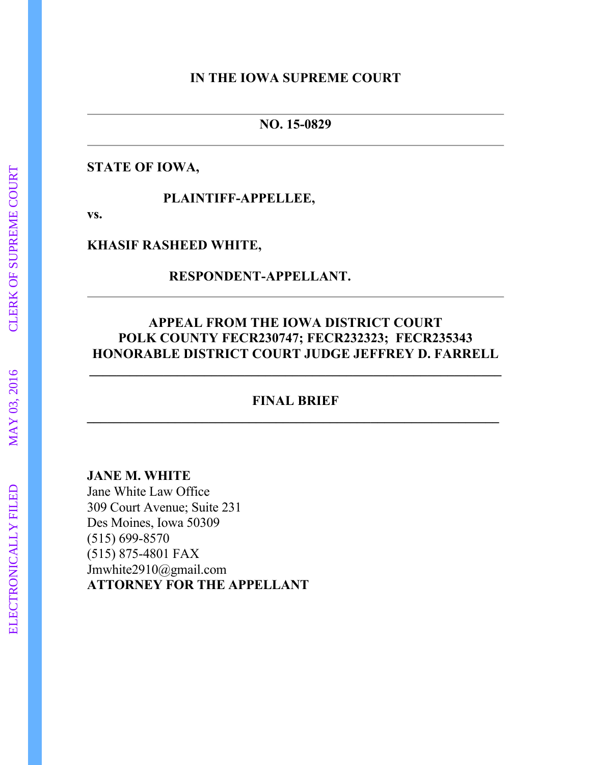**IN THE IOWA SUPREME COURT**

---

**NO. 15-0829**

---

**STATE OF IOWA,**

**PLAINTIFF-APPELLEE,**

**vs.**

**KHASIF RASHEED WHITE,**

**RESPONDENT-APPELLANT.**

---

**APPEAL FROM THE IOWA DISTRICT COURT**
**POLK COUNTY FECR230747; FECR232323; FECR235343**
**HONORABLE DISTRICT COURT JUDGE JEFFREY D. FARRELL**

---

**FINAL BRIEF**

---

**JANE M. WHITE**
Jane White Law Office
309 Court Avenue; Suite 231
Des Moines, Iowa 50309
(515) 699-8570
(515) 875-4801 FAX
Jmwhite2910@gmail.com
**ATTORNEY FOR THE APPELLANT**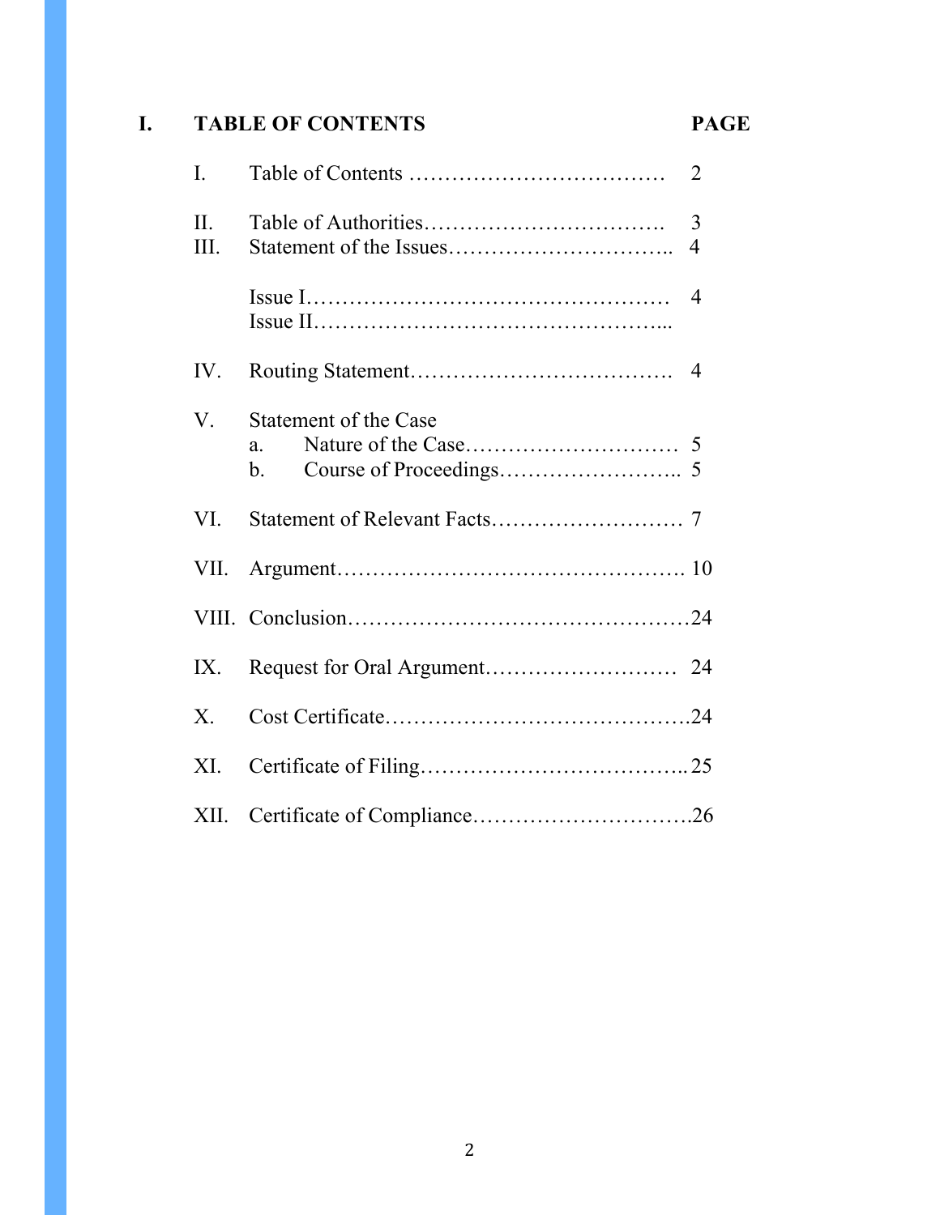## I. TABLE OF CONTENTS

| | | PAGE |
|---|---|---|
| I. | Table of Contents ……………………………… | 2 |
| II. | Table of Authorities…………………………… | 3 |
| III. | Statement of the Issues………………………….. | 4 |
| | Issue I…………………………………………… | 4 |
| | Issue II…………………………………………... | |
| IV. | Routing Statement………………………………. | 4 |
| V. | Statement of the Case | |
| | a. Nature of the Case………………………… | 5 |
| | b. Course of Proceedings…………………….. | 5 |
| VI. | Statement of Relevant Facts……………………… | 7 |
| VII. | Argument…………………………………………. | 10 |
| VIII. | Conclusion………………………………………… | 24 |
| IX. | Request for Oral Argument……………………… | 24 |
| X. | Cost Certificate……………………………………. | 24 |
| XI. | Certificate of Filing……………………………….. | 25 |
| XII. | Certificate of Compliance…………………………. | 26 |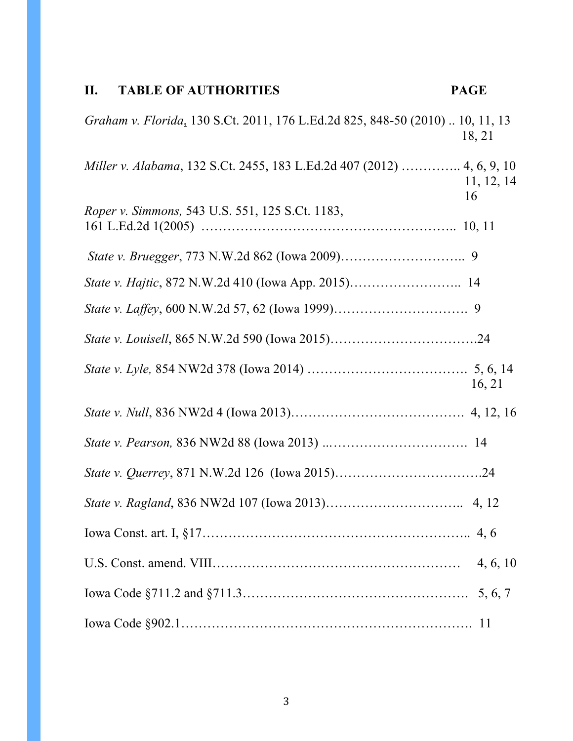## II. TABLE OF AUTHORITIES

| Authority | PAGE |
| --- | --- |
| *Graham v. Florida*, 130 S.Ct. 2011, 176 L.Ed.2d 825, 848-50 (2010) | 10, 11, 13, 18, 21 |
| *Miller v. Alabama*, 132 S.Ct. 2455, 183 L.Ed.2d 407 (2012) | 4, 6, 9, 10, 11, 12, 14, 16 |
| *Roper v. Simmons,* 543 U.S. 551, 125 S.Ct. 1183, 161 L.Ed.2d 1(2005) | 10, 11 |
| *State v. Bruegger*, 773 N.W.2d 862 (Iowa 2009) | 9 |
| *State v. Hajtic*, 872 N.W.2d 410 (Iowa App. 2015) | 14 |
| *State v. Laffey*, 600 N.W.2d 57, 62 (Iowa 1999) | 9 |
| *State v. Louisell*, 865 N.W.2d 590 (Iowa 2015) | 24 |
| *State v. Lyle,* 854 NW2d 378 (Iowa 2014) | 5, 6, 14, 16, 21 |
| *State v. Null*, 836 NW2d 4 (Iowa 2013) | 4, 12, 16 |
| *State v. Pearson,* 836 NW2d 88 (Iowa 2013) | 14 |
| *State v. Querrey*, 871 N.W.2d 126 (Iowa 2015) | 24 |
| *State v. Ragland*, 836 NW2d 107 (Iowa 2013) | 4, 12 |
| Iowa Const. art. I, §17 | 4, 6 |
| U.S. Const. amend. VIII | 4, 6, 10 |
| Iowa Code §711.2 and §711.3 | 5, 6, 7 |
| Iowa Code §902.1 | 11 |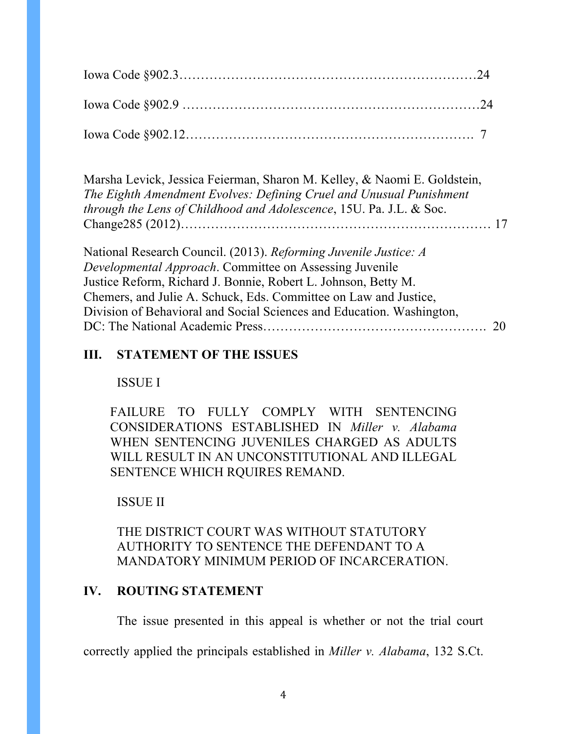Iowa Code §902.3…………………………………………………………24

Iowa Code §902.9 …………………………………………………………24

Iowa Code §902.12………………………………………………………. 7

Marsha Levick, Jessica Feierman, Sharon M. Kelley, & Naomi E. Goldstein, *The Eighth Amendment Evolves: Defining Cruel and Unusual Punishment through the Lens of Childhood and Adolescence*, 15U. Pa. J.L. & Soc. Change285 (2012)……………………………………………………………… 17

National Research Council. (2013). *Reforming Juvenile Justice: A Developmental Approach*. Committee on Assessing Juvenile Justice Reform, Richard J. Bonnie, Robert L. Johnson, Betty M. Chemers, and Julie A. Schuck, Eds. Committee on Law and Justice, Division of Behavioral and Social Sciences and Education. Washington, DC: The National Academic Press……………………………………………. 20

## III. STATEMENT OF THE ISSUES

ISSUE I

FAILURE TO FULLY COMPLY WITH SENTENCING CONSIDERATIONS ESTABLISHED IN *Miller v. Alabama* WHEN SENTENCING JUVENILES CHARGED AS ADULTS WILL RESULT IN AN UNCONSTITUTIONAL AND ILLEGAL SENTENCE WHICH RQUIRES REMAND.

ISSUE II

THE DISTRICT COURT WAS WITHOUT STATUTORY AUTHORITY TO SENTENCE THE DEFENDANT TO A MANDATORY MINIMUM PERIOD OF INCARCERATION.

## IV. ROUTING STATEMENT

The issue presented in this appeal is whether or not the trial court correctly applied the principals established in *Miller v. Alabama*, 132 S.Ct.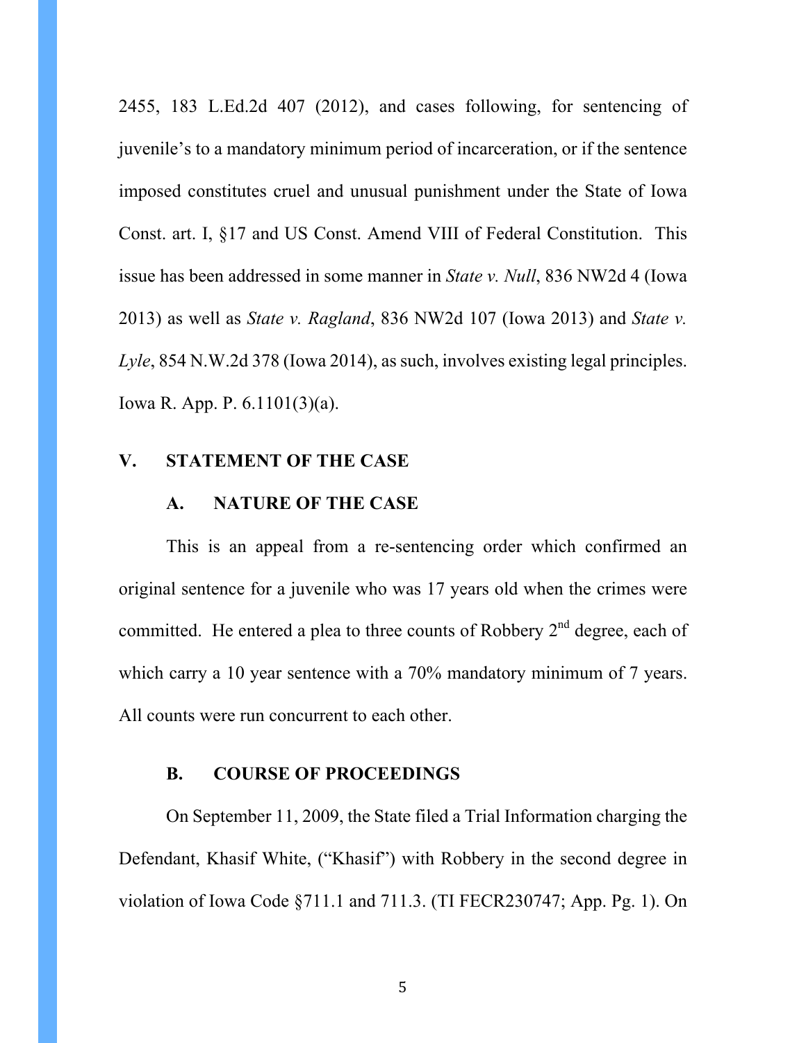2455, 183 L.Ed.2d 407 (2012), and cases following, for sentencing of juvenile's to a mandatory minimum period of incarceration, or if the sentence imposed constitutes cruel and unusual punishment under the State of Iowa Const. art. I, §17 and US Const. Amend VIII of Federal Constitution. This issue has been addressed in some manner in *State v. Null*, 836 NW2d 4 (Iowa 2013) as well as *State v. Ragland*, 836 NW2d 107 (Iowa 2013) and *State v. Lyle*, 854 N.W.2d 378 (Iowa 2014), as such, involves existing legal principles. Iowa R. App. P. 6.1101(3)(a).

## V. STATEMENT OF THE CASE

### A. NATURE OF THE CASE

This is an appeal from a re-sentencing order which confirmed an original sentence for a juvenile who was 17 years old when the crimes were committed. He entered a plea to three counts of Robbery 2nd degree, each of which carry a 10 year sentence with a 70% mandatory minimum of 7 years. All counts were run concurrent to each other.

### B. COURSE OF PROCEEDINGS

On September 11, 2009, the State filed a Trial Information charging the Defendant, Khasif White, ("Khasif") with Robbery in the second degree in violation of Iowa Code §711.1 and 711.3. (TI FECR230747; App. Pg. 1). On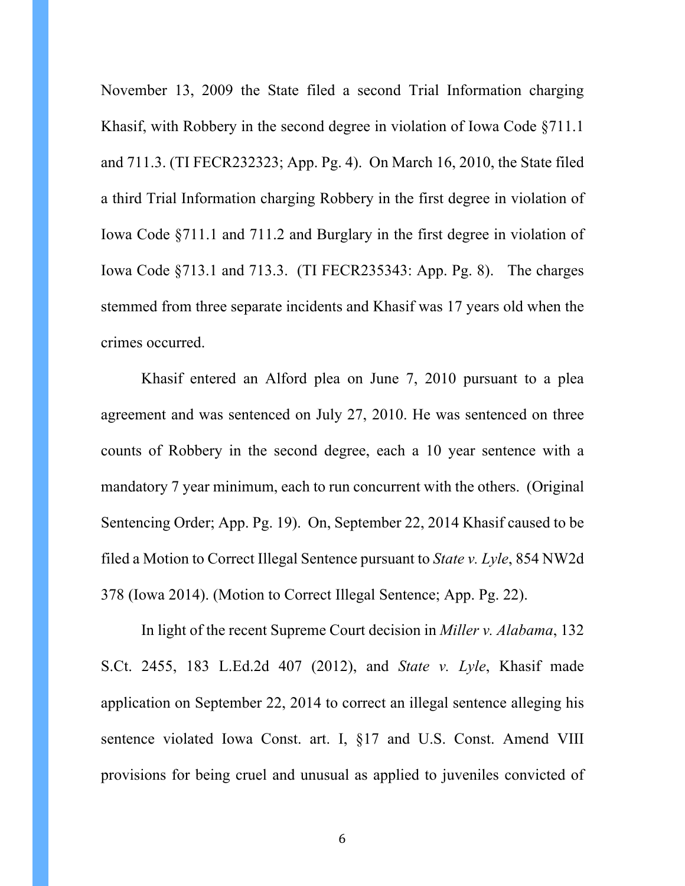November 13, 2009 the State filed a second Trial Information charging Khasif, with Robbery in the second degree in violation of Iowa Code §711.1 and 711.3. (TI FECR232323; App. Pg. 4). On March 16, 2010, the State filed a third Trial Information charging Robbery in the first degree in violation of Iowa Code §711.1 and 711.2 and Burglary in the first degree in violation of Iowa Code §713.1 and 713.3. (TI FECR235343: App. Pg. 8). The charges stemmed from three separate incidents and Khasif was 17 years old when the crimes occurred.

Khasif entered an Alford plea on June 7, 2010 pursuant to a plea agreement and was sentenced on July 27, 2010. He was sentenced on three counts of Robbery in the second degree, each a 10 year sentence with a mandatory 7 year minimum, each to run concurrent with the others. (Original Sentencing Order; App. Pg. 19). On, September 22, 2014 Khasif caused to be filed a Motion to Correct Illegal Sentence pursuant to *State v. Lyle*, 854 NW2d 378 (Iowa 2014). (Motion to Correct Illegal Sentence; App. Pg. 22).

In light of the recent Supreme Court decision in *Miller v. Alabama*, 132 S.Ct. 2455, 183 L.Ed.2d 407 (2012), and *State v. Lyle*, Khasif made application on September 22, 2014 to correct an illegal sentence alleging his sentence violated Iowa Const. art. I, §17 and U.S. Const. Amend VIII provisions for being cruel and unusual as applied to juveniles convicted of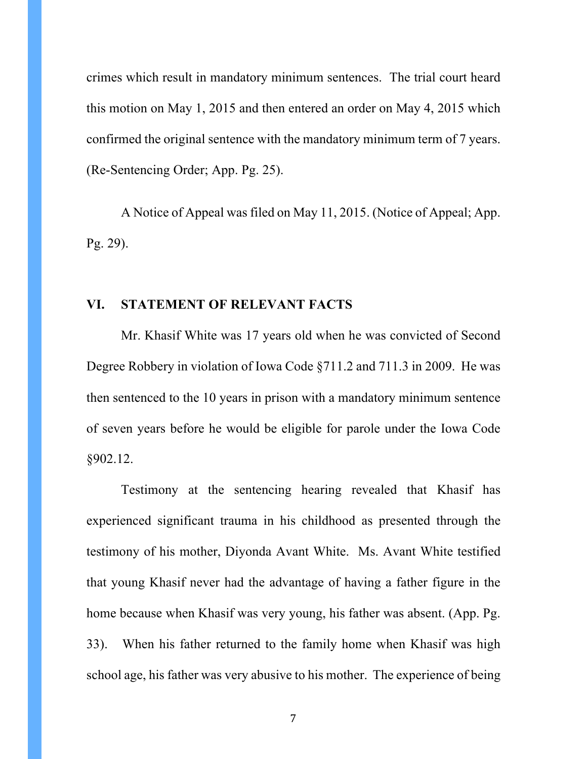crimes which result in mandatory minimum sentences. The trial court heard this motion on May 1, 2015 and then entered an order on May 4, 2015 which confirmed the original sentence with the mandatory minimum term of 7 years. (Re-Sentencing Order; App. Pg. 25).

A Notice of Appeal was filed on May 11, 2015. (Notice of Appeal; App. Pg. 29).

## VI. STATEMENT OF RELEVANT FACTS

Mr. Khasif White was 17 years old when he was convicted of Second Degree Robbery in violation of Iowa Code §711.2 and 711.3 in 2009. He was then sentenced to the 10 years in prison with a mandatory minimum sentence of seven years before he would be eligible for parole under the Iowa Code §902.12.

Testimony at the sentencing hearing revealed that Khasif has experienced significant trauma in his childhood as presented through the testimony of his mother, Diyonda Avant White. Ms. Avant White testified that young Khasif never had the advantage of having a father figure in the home because when Khasif was very young, his father was absent. (App. Pg. 33). When his father returned to the family home when Khasif was high school age, his father was very abusive to his mother. The experience of being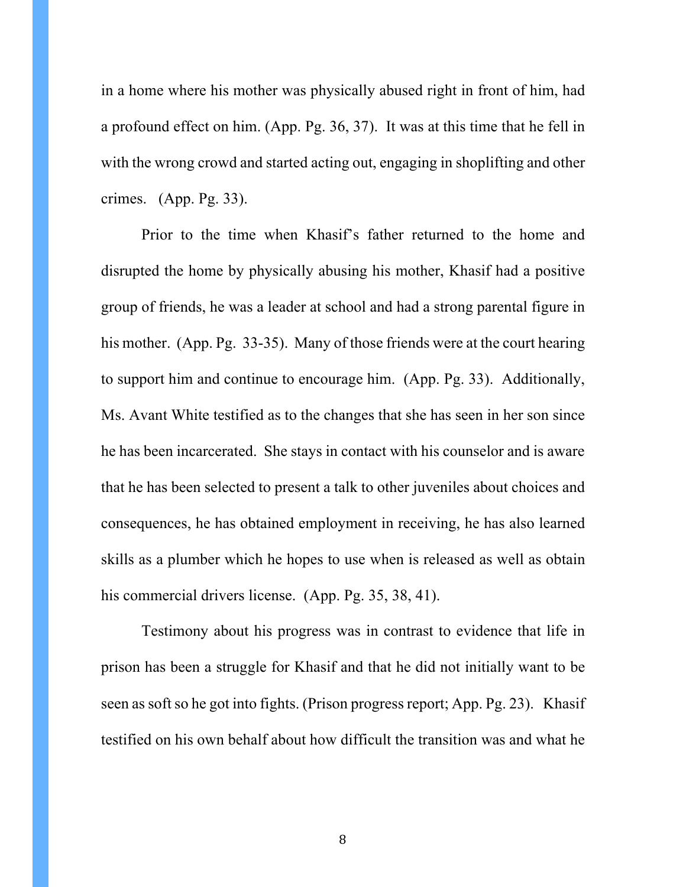in a home where his mother was physically abused right in front of him, had a profound effect on him. (App. Pg. 36, 37). It was at this time that he fell in with the wrong crowd and started acting out, engaging in shoplifting and other crimes. (App. Pg. 33).

Prior to the time when Khasif's father returned to the home and disrupted the home by physically abusing his mother, Khasif had a positive group of friends, he was a leader at school and had a strong parental figure in his mother. (App. Pg. 33-35). Many of those friends were at the court hearing to support him and continue to encourage him. (App. Pg. 33). Additionally, Ms. Avant White testified as to the changes that she has seen in her son since he has been incarcerated. She stays in contact with his counselor and is aware that he has been selected to present a talk to other juveniles about choices and consequences, he has obtained employment in receiving, he has also learned skills as a plumber which he hopes to use when is released as well as obtain his commercial drivers license. (App. Pg. 35, 38, 41).

Testimony about his progress was in contrast to evidence that life in prison has been a struggle for Khasif and that he did not initially want to be seen as soft so he got into fights. (Prison progress report; App. Pg. 23). Khasif testified on his own behalf about how difficult the transition was and what he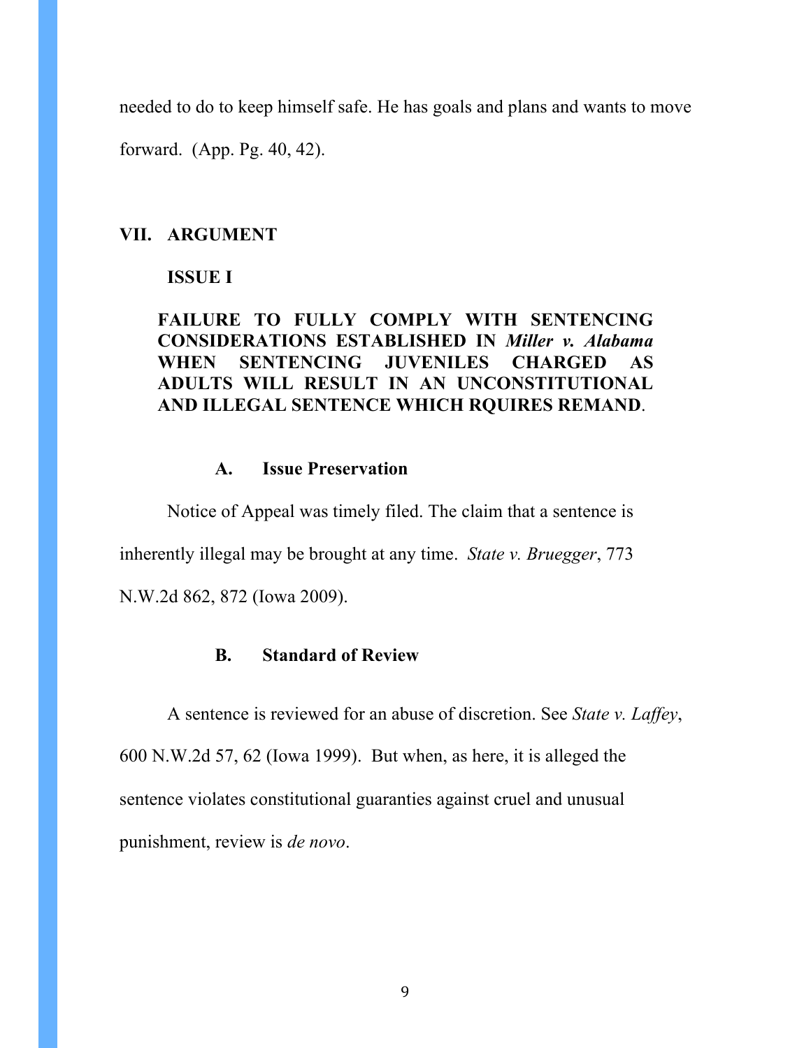needed to do to keep himself safe. He has goals and plans and wants to move forward. (App. Pg. 40, 42).

## VII. ARGUMENT

### ISSUE I

### FAILURE TO FULLY COMPLY WITH SENTENCING CONSIDERATIONS ESTABLISHED IN *Miller v. Alabama* WHEN SENTENCING JUVENILES CHARGED AS ADULTS WILL RESULT IN AN UNCONSTITUTIONAL AND ILLEGAL SENTENCE WHICH RQUIRES REMAND.

#### A. Issue Preservation

Notice of Appeal was timely filed. The claim that a sentence is inherently illegal may be brought at any time. *State v. Bruegger*, 773 N.W.2d 862, 872 (Iowa 2009).

#### B. Standard of Review

A sentence is reviewed for an abuse of discretion. See *State v. Laffey*, 600 N.W.2d 57, 62 (Iowa 1999). But when, as here, it is alleged the sentence violates constitutional guaranties against cruel and unusual punishment, review is *de novo*.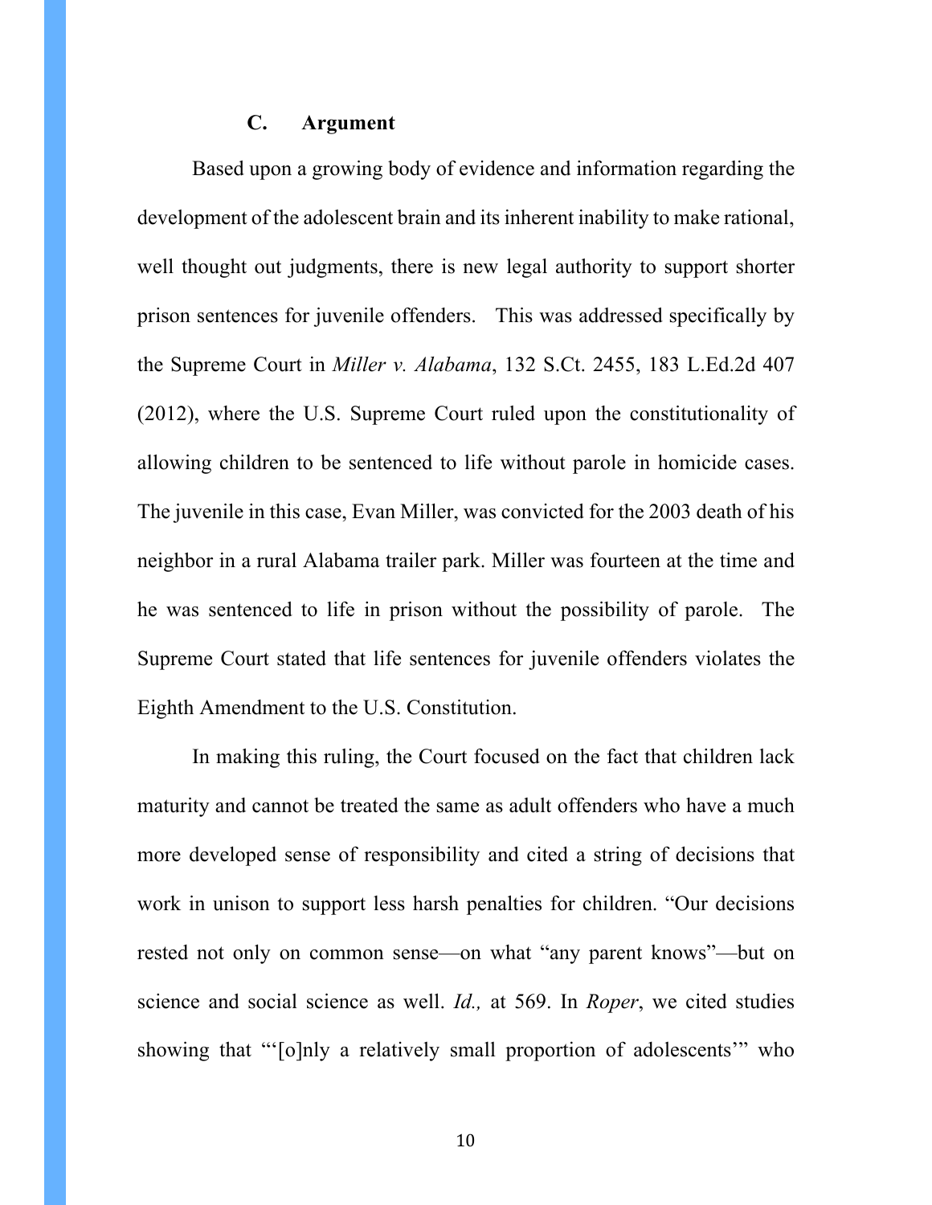### C. Argument

Based upon a growing body of evidence and information regarding the development of the adolescent brain and its inherent inability to make rational, well thought out judgments, there is new legal authority to support shorter prison sentences for juvenile offenders. This was addressed specifically by the Supreme Court in *Miller v. Alabama*, 132 S.Ct. 2455, 183 L.Ed.2d 407 (2012), where the U.S. Supreme Court ruled upon the constitutionality of allowing children to be sentenced to life without parole in homicide cases. The juvenile in this case, Evan Miller, was convicted for the 2003 death of his neighbor in a rural Alabama trailer park. Miller was fourteen at the time and he was sentenced to life in prison without the possibility of parole. The Supreme Court stated that life sentences for juvenile offenders violates the Eighth Amendment to the U.S. Constitution.

In making this ruling, the Court focused on the fact that children lack maturity and cannot be treated the same as adult offenders who have a much more developed sense of responsibility and cited a string of decisions that work in unison to support less harsh penalties for children. "Our decisions rested not only on common sense—on what "any parent knows"—but on science and social science as well. *Id.,* at 569. In *Roper*, we cited studies showing that "'[o]nly a relatively small proportion of adolescents'" who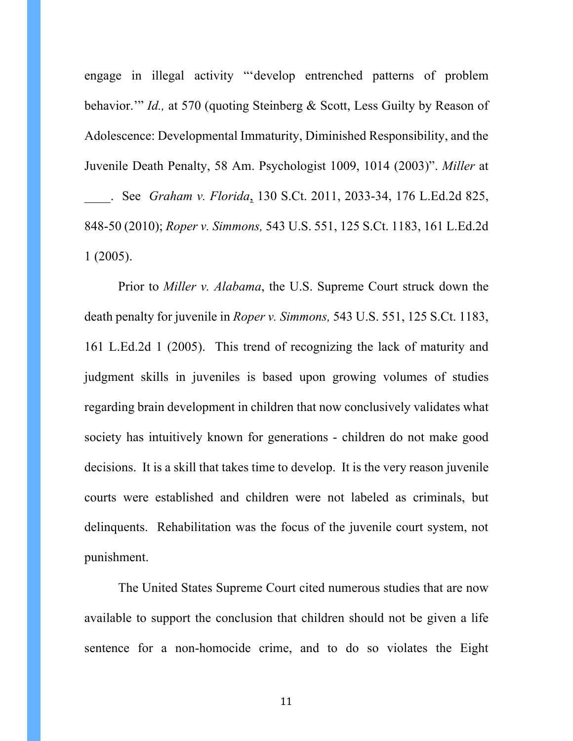engage in illegal activity "'develop entrenched patterns of problem behavior.'" *Id.,* at 570 (quoting Steinberg & Scott, Less Guilty by Reason of Adolescence: Developmental Immaturity, Diminished Responsibility, and the Juvenile Death Penalty, 58 Am. Psychologist 1009, 1014 (2003)". *Miller* at ____. See *Graham v. Florida*, 130 S.Ct. 2011, 2033-34, 176 L.Ed.2d 825, 848-50 (2010); *Roper v. Simmons,* 543 U.S. 551, 125 S.Ct. 1183, 161 L.Ed.2d 1 (2005).

Prior to *Miller v. Alabama*, the U.S. Supreme Court struck down the death penalty for juvenile in *Roper v. Simmons,* 543 U.S. 551, 125 S.Ct. 1183, 161 L.Ed.2d 1 (2005). This trend of recognizing the lack of maturity and judgment skills in juveniles is based upon growing volumes of studies regarding brain development in children that now conclusively validates what society has intuitively known for generations - children do not make good decisions. It is a skill that takes time to develop. It is the very reason juvenile courts were established and children were not labeled as criminals, but delinquents. Rehabilitation was the focus of the juvenile court system, not punishment.

The United States Supreme Court cited numerous studies that are now available to support the conclusion that children should not be given a life sentence for a non-homocide crime, and to do so violates the Eight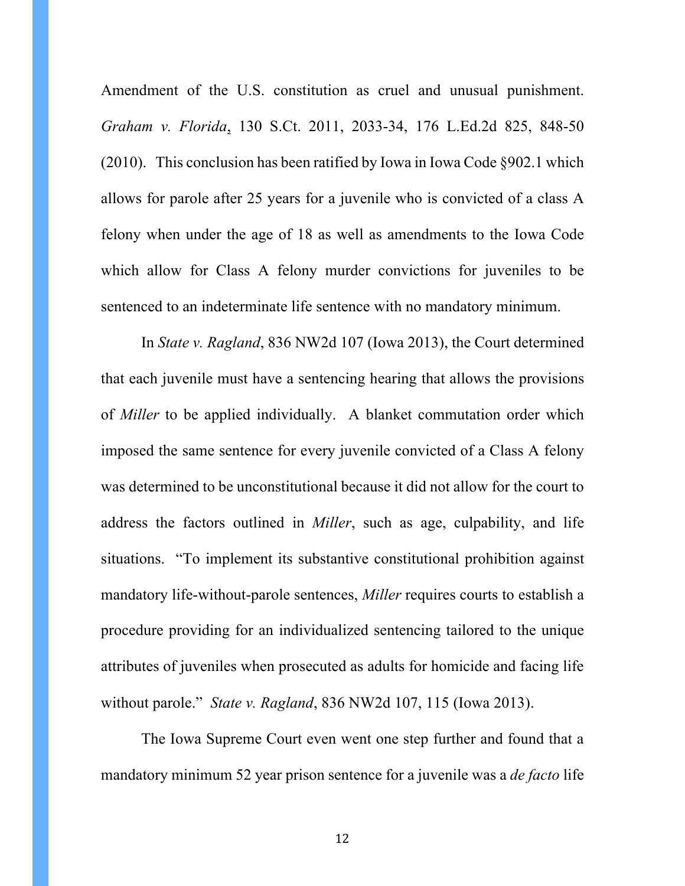Amendment of the U.S. constitution as cruel and unusual punishment. *Graham v. Florida*, 130 S.Ct. 2011, 2033-34, 176 L.Ed.2d 825, 848-50 (2010). This conclusion has been ratified by Iowa in Iowa Code §902.1 which allows for parole after 25 years for a juvenile who is convicted of a class A felony when under the age of 18 as well as amendments to the Iowa Code which allow for Class A felony murder convictions for juveniles to be sentenced to an indeterminate life sentence with no mandatory minimum.

In *State v. Ragland*, 836 NW2d 107 (Iowa 2013), the Court determined that each juvenile must have a sentencing hearing that allows the provisions of *Miller* to be applied individually. A blanket commutation order which imposed the same sentence for every juvenile convicted of a Class A felony was determined to be unconstitutional because it did not allow for the court to address the factors outlined in *Miller*, such as age, culpability, and life situations. "To implement its substantive constitutional prohibition against mandatory life-without-parole sentences, *Miller* requires courts to establish a procedure providing for an individualized sentencing tailored to the unique attributes of juveniles when prosecuted as adults for homicide and facing life without parole." *State v. Ragland*, 836 NW2d 107, 115 (Iowa 2013).

The Iowa Supreme Court even went one step further and found that a mandatory minimum 52 year prison sentence for a juvenile was a *de facto* life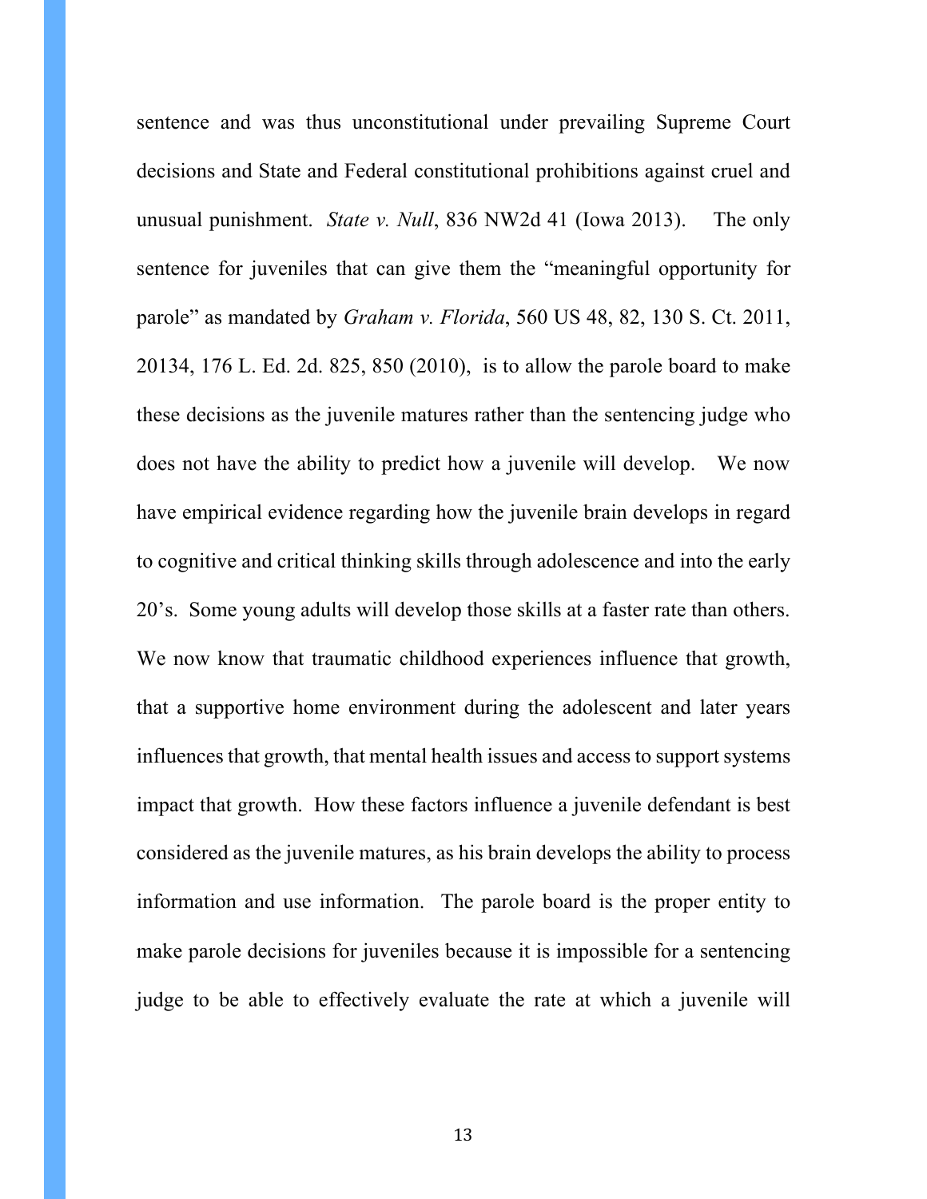sentence and was thus unconstitutional under prevailing Supreme Court decisions and State and Federal constitutional prohibitions against cruel and unusual punishment. *State v. Null*, 836 NW2d 41 (Iowa 2013). The only sentence for juveniles that can give them the "meaningful opportunity for parole" as mandated by *Graham v. Florida*, 560 US 48, 82, 130 S. Ct. 2011, 20134, 176 L. Ed. 2d. 825, 850 (2010), is to allow the parole board to make these decisions as the juvenile matures rather than the sentencing judge who does not have the ability to predict how a juvenile will develop. We now have empirical evidence regarding how the juvenile brain develops in regard to cognitive and critical thinking skills through adolescence and into the early 20's. Some young adults will develop those skills at a faster rate than others. We now know that traumatic childhood experiences influence that growth, that a supportive home environment during the adolescent and later years influences that growth, that mental health issues and access to support systems impact that growth. How these factors influence a juvenile defendant is best considered as the juvenile matures, as his brain develops the ability to process information and use information. The parole board is the proper entity to make parole decisions for juveniles because it is impossible for a sentencing judge to be able to effectively evaluate the rate at which a juvenile will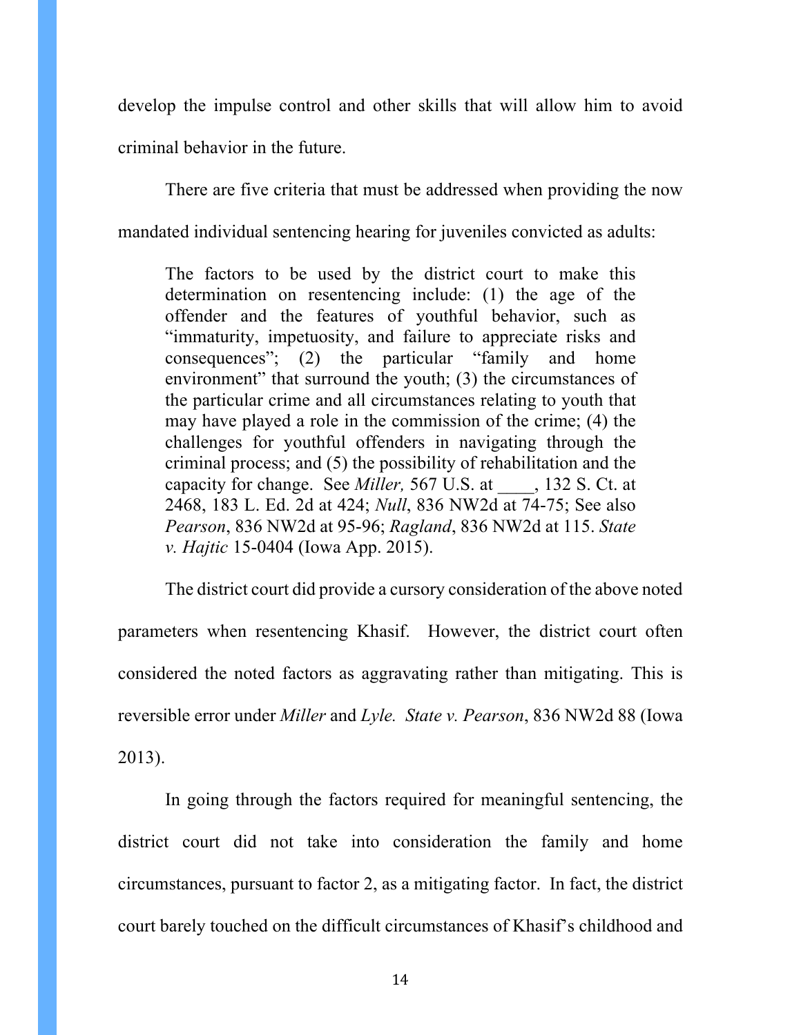develop the impulse control and other skills that will allow him to avoid criminal behavior in the future.

There are five criteria that must be addressed when providing the now mandated individual sentencing hearing for juveniles convicted as adults:

> The factors to be used by the district court to make this determination on resentencing include: (1) the age of the offender and the features of youthful behavior, such as "immaturity, impetuosity, and failure to appreciate risks and consequences"; (2) the particular "family and home environment" that surround the youth; (3) the circumstances of the particular crime and all circumstances relating to youth that may have played a role in the commission of the crime; (4) the challenges for youthful offenders in navigating through the criminal process; and (5) the possibility of rehabilitation and the capacity for change. See *Miller,* 567 U.S. at ____, 132 S. Ct. at 2468, 183 L. Ed. 2d at 424; *Null*, 836 NW2d at 74-75; See also *Pearson*, 836 NW2d at 95-96; *Ragland*, 836 NW2d at 115. *State v. Hajtic* 15-0404 (Iowa App. 2015).

The district court did provide a cursory consideration of the above noted parameters when resentencing Khasif. However, the district court often considered the noted factors as aggravating rather than mitigating. This is reversible error under *Miller* and *Lyle. State v. Pearson*, 836 NW2d 88 (Iowa 2013).

In going through the factors required for meaningful sentencing, the district court did not take into consideration the family and home circumstances, pursuant to factor 2, as a mitigating factor. In fact, the district court barely touched on the difficult circumstances of Khasif's childhood and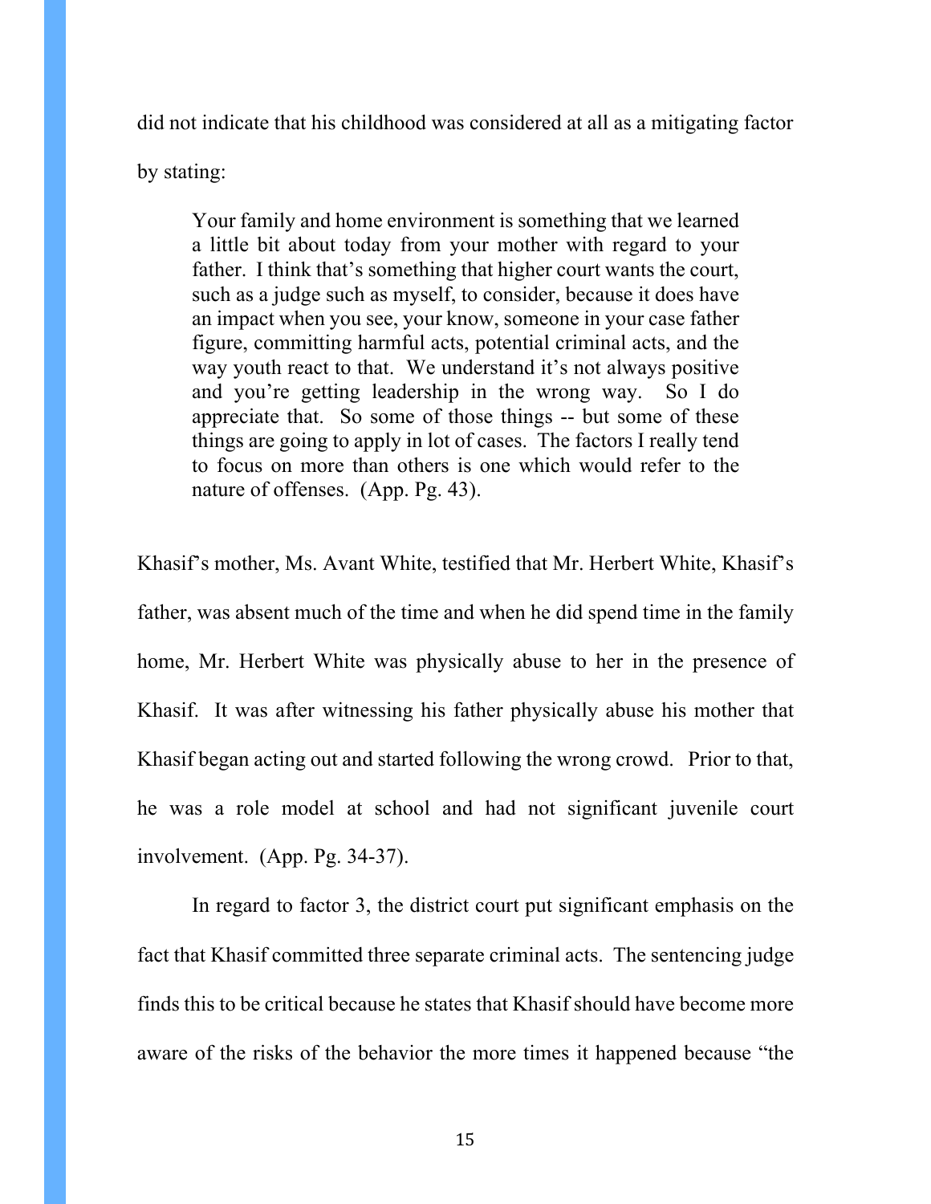did not indicate that his childhood was considered at all as a mitigating factor by stating:

> Your family and home environment is something that we learned a little bit about today from your mother with regard to your father. I think that's something that higher court wants the court, such as a judge such as myself, to consider, because it does have an impact when you see, your know, someone in your case father figure, committing harmful acts, potential criminal acts, and the way youth react to that. We understand it's not always positive and you're getting leadership in the wrong way. So I do appreciate that. So some of those things -- but some of these things are going to apply in lot of cases. The factors I really tend to focus on more than others is one which would refer to the nature of offenses. (App. Pg. 43).

Khasif's mother, Ms. Avant White, testified that Mr. Herbert White, Khasif's father, was absent much of the time and when he did spend time in the family home, Mr. Herbert White was physically abuse to her in the presence of Khasif. It was after witnessing his father physically abuse his mother that Khasif began acting out and started following the wrong crowd. Prior to that, he was a role model at school and had not significant juvenile court involvement. (App. Pg. 34-37).

In regard to factor 3, the district court put significant emphasis on the fact that Khasif committed three separate criminal acts. The sentencing judge finds this to be critical because he states that Khasif should have become more aware of the risks of the behavior the more times it happened because "the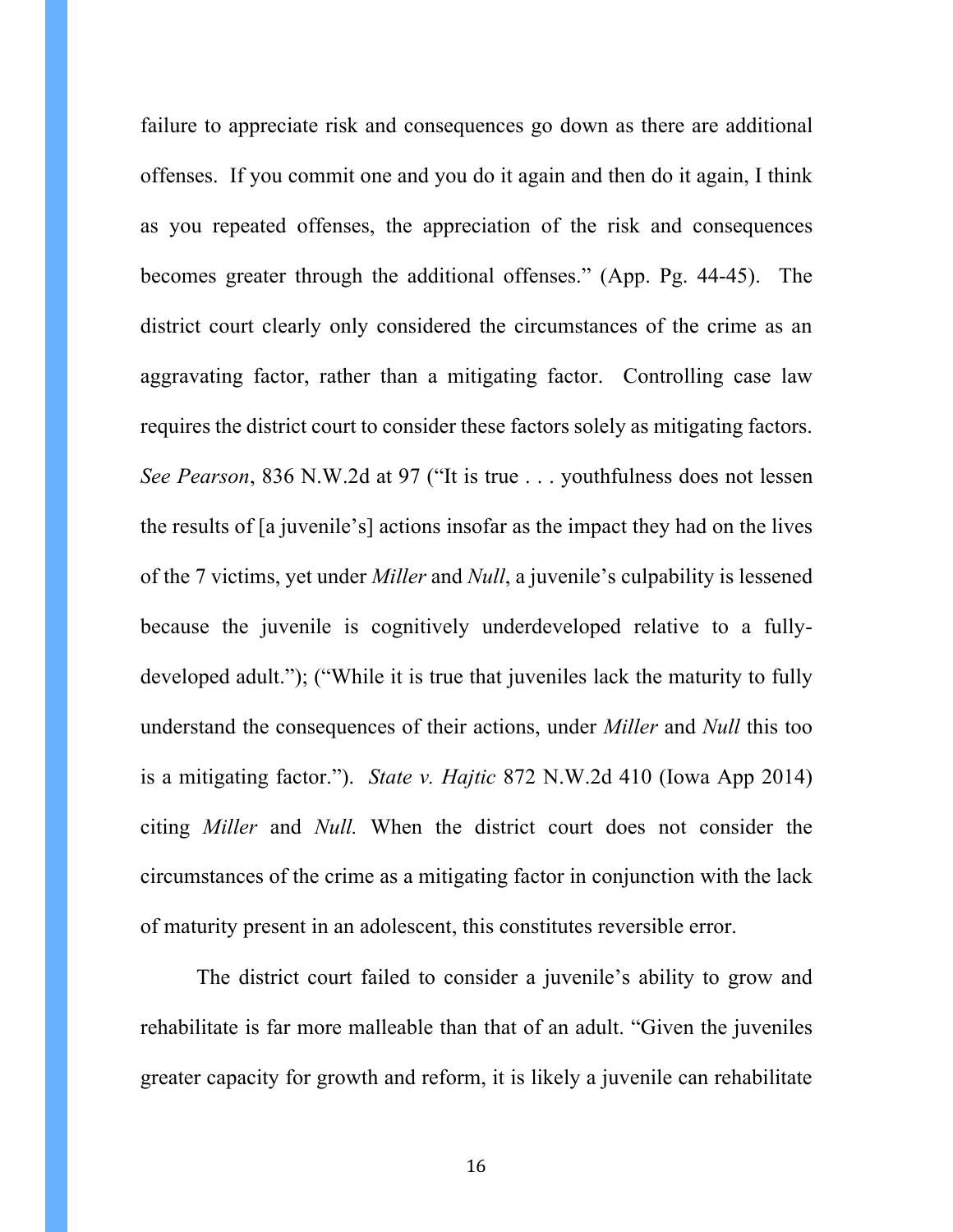failure to appreciate risk and consequences go down as there are additional offenses. If you commit one and you do it again and then do it again, I think as you repeated offenses, the appreciation of the risk and consequences becomes greater through the additional offenses." (App. Pg. 44-45). The district court clearly only considered the circumstances of the crime as an aggravating factor, rather than a mitigating factor. Controlling case law requires the district court to consider these factors solely as mitigating factors. *See Pearson*, 836 N.W.2d at 97 ("It is true . . . youthfulness does not lessen the results of [a juvenile's] actions insofar as the impact they had on the lives of the 7 victims, yet under *Miller* and *Null*, a juvenile's culpability is lessened because the juvenile is cognitively underdeveloped relative to a fully-developed adult."); ("While it is true that juveniles lack the maturity to fully understand the consequences of their actions, under *Miller* and *Null* this too is a mitigating factor."). *State v. Hajtic* 872 N.W.2d 410 (Iowa App 2014) citing *Miller* and *Null.* When the district court does not consider the circumstances of the crime as a mitigating factor in conjunction with the lack of maturity present in an adolescent, this constitutes reversible error.

The district court failed to consider a juvenile's ability to grow and rehabilitate is far more malleable than that of an adult. "Given the juveniles greater capacity for growth and reform, it is likely a juvenile can rehabilitate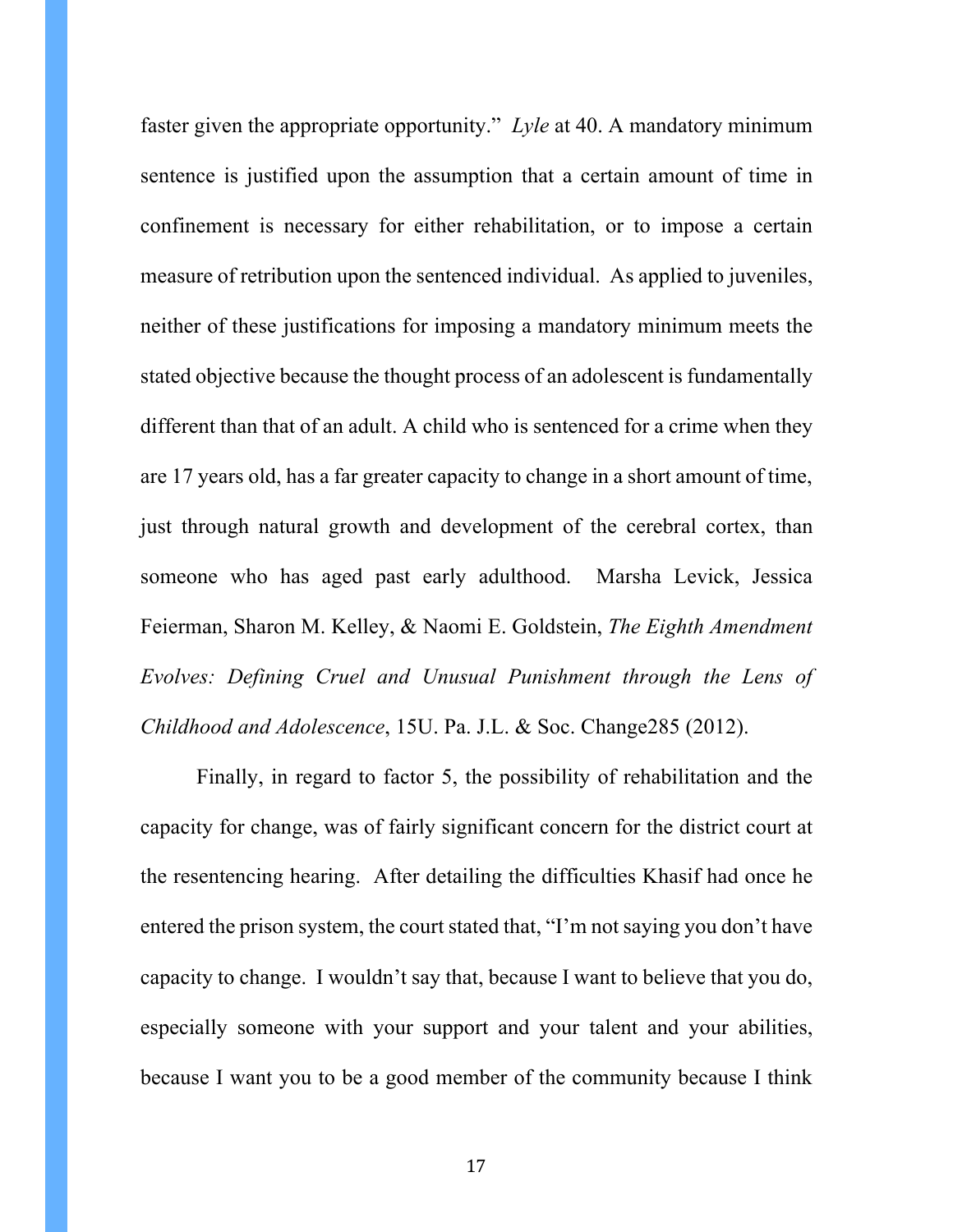faster given the appropriate opportunity." *Lyle* at 40. A mandatory minimum sentence is justified upon the assumption that a certain amount of time in confinement is necessary for either rehabilitation, or to impose a certain measure of retribution upon the sentenced individual. As applied to juveniles, neither of these justifications for imposing a mandatory minimum meets the stated objective because the thought process of an adolescent is fundamentally different than that of an adult. A child who is sentenced for a crime when they are 17 years old, has a far greater capacity to change in a short amount of time, just through natural growth and development of the cerebral cortex, than someone who has aged past early adulthood. Marsha Levick, Jessica Feierman, Sharon M. Kelley, & Naomi E. Goldstein, *The Eighth Amendment Evolves: Defining Cruel and Unusual Punishment through the Lens of Childhood and Adolescence*, 15U. Pa. J.L. & Soc. Change285 (2012).

Finally, in regard to factor 5, the possibility of rehabilitation and the capacity for change, was of fairly significant concern for the district court at the resentencing hearing. After detailing the difficulties Khasif had once he entered the prison system, the court stated that, "I'm not saying you don't have capacity to change. I wouldn't say that, because I want to believe that you do, especially someone with your support and your talent and your abilities, because I want you to be a good member of the community because I think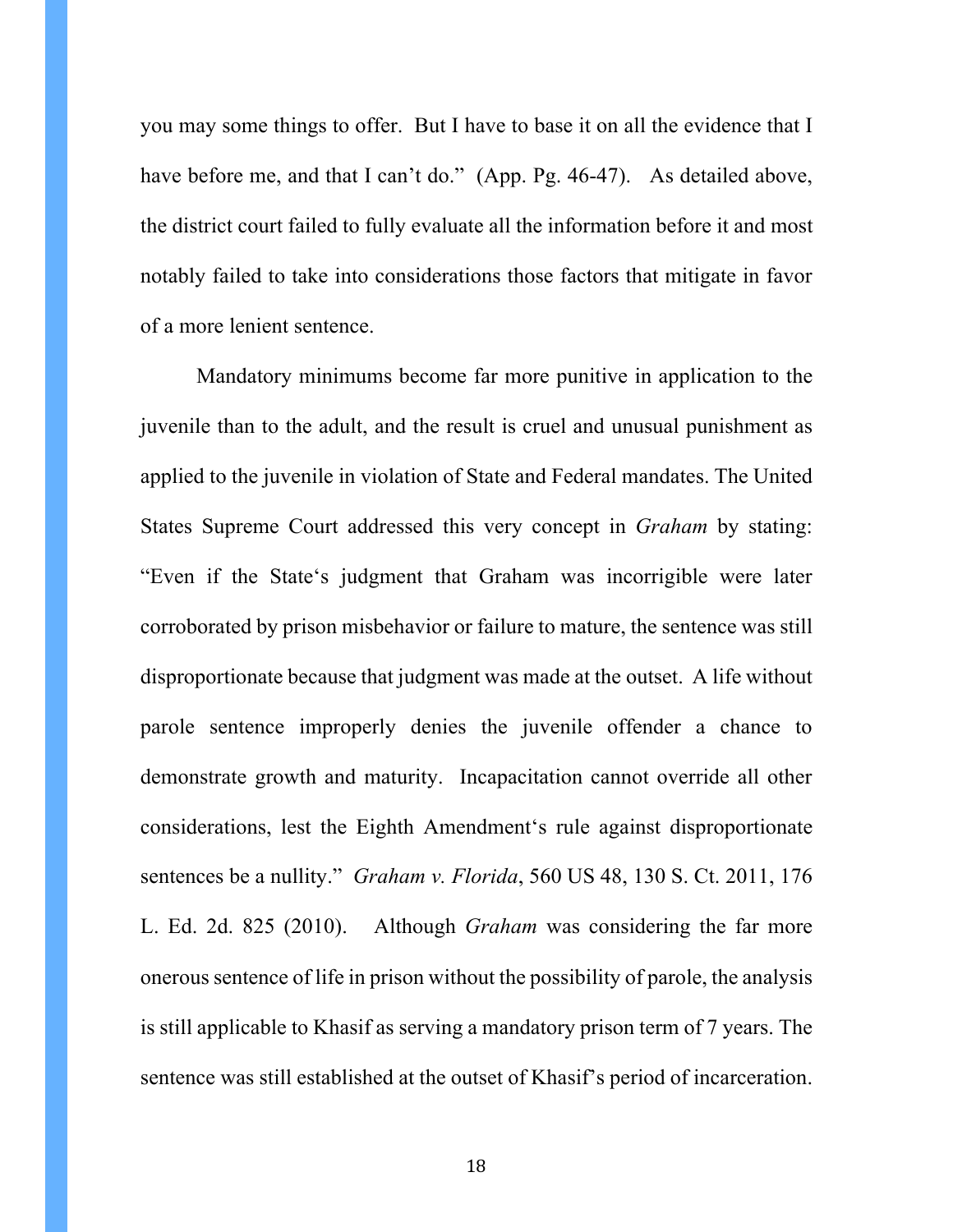you may some things to offer. But I have to base it on all the evidence that I have before me, and that I can't do." (App. Pg. 46-47). As detailed above, the district court failed to fully evaluate all the information before it and most notably failed to take into considerations those factors that mitigate in favor of a more lenient sentence.

Mandatory minimums become far more punitive in application to the juvenile than to the adult, and the result is cruel and unusual punishment as applied to the juvenile in violation of State and Federal mandates. The United States Supreme Court addressed this very concept in *Graham* by stating: "Even if the State's judgment that Graham was incorrigible were later corroborated by prison misbehavior or failure to mature, the sentence was still disproportionate because that judgment was made at the outset. A life without parole sentence improperly denies the juvenile offender a chance to demonstrate growth and maturity. Incapacitation cannot override all other considerations, lest the Eighth Amendment's rule against disproportionate sentences be a nullity." *Graham v. Florida*, 560 US 48, 130 S. Ct. 2011, 176 L. Ed. 2d. 825 (2010). Although *Graham* was considering the far more onerous sentence of life in prison without the possibility of parole, the analysis is still applicable to Khasif as serving a mandatory prison term of 7 years. The sentence was still established at the outset of Khasif's period of incarceration.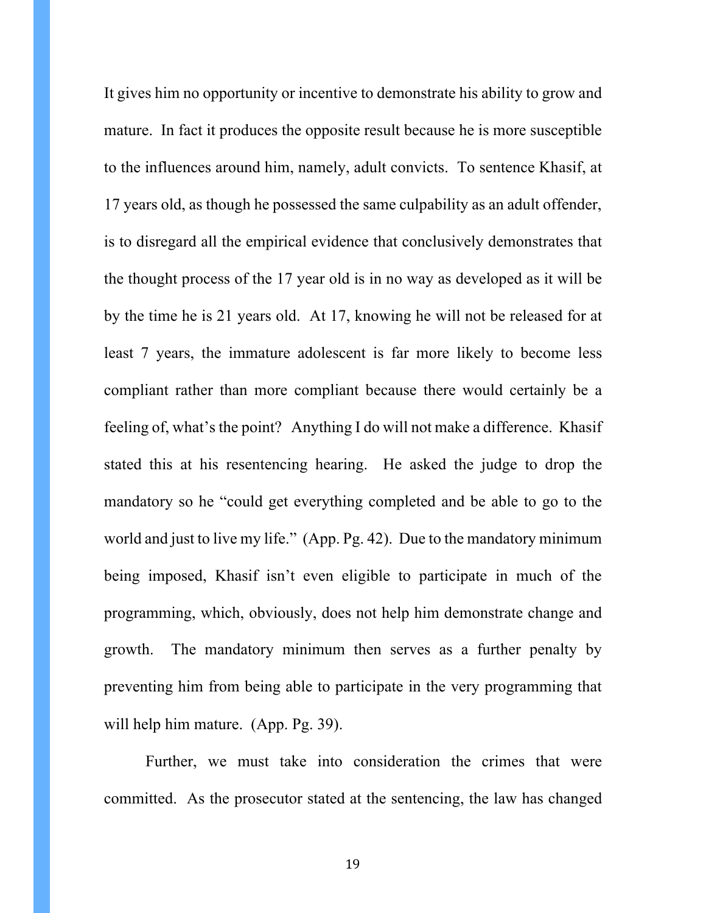It gives him no opportunity or incentive to demonstrate his ability to grow and mature. In fact it produces the opposite result because he is more susceptible to the influences around him, namely, adult convicts. To sentence Khasif, at 17 years old, as though he possessed the same culpability as an adult offender, is to disregard all the empirical evidence that conclusively demonstrates that the thought process of the 17 year old is in no way as developed as it will be by the time he is 21 years old. At 17, knowing he will not be released for at least 7 years, the immature adolescent is far more likely to become less compliant rather than more compliant because there would certainly be a feeling of, what's the point? Anything I do will not make a difference. Khasif stated this at his resentencing hearing. He asked the judge to drop the mandatory so he "could get everything completed and be able to go to the world and just to live my life." (App. Pg. 42). Due to the mandatory minimum being imposed, Khasif isn't even eligible to participate in much of the programming, which, obviously, does not help him demonstrate change and growth. The mandatory minimum then serves as a further penalty by preventing him from being able to participate in the very programming that will help him mature. (App. Pg. 39).

Further, we must take into consideration the crimes that were committed. As the prosecutor stated at the sentencing, the law has changed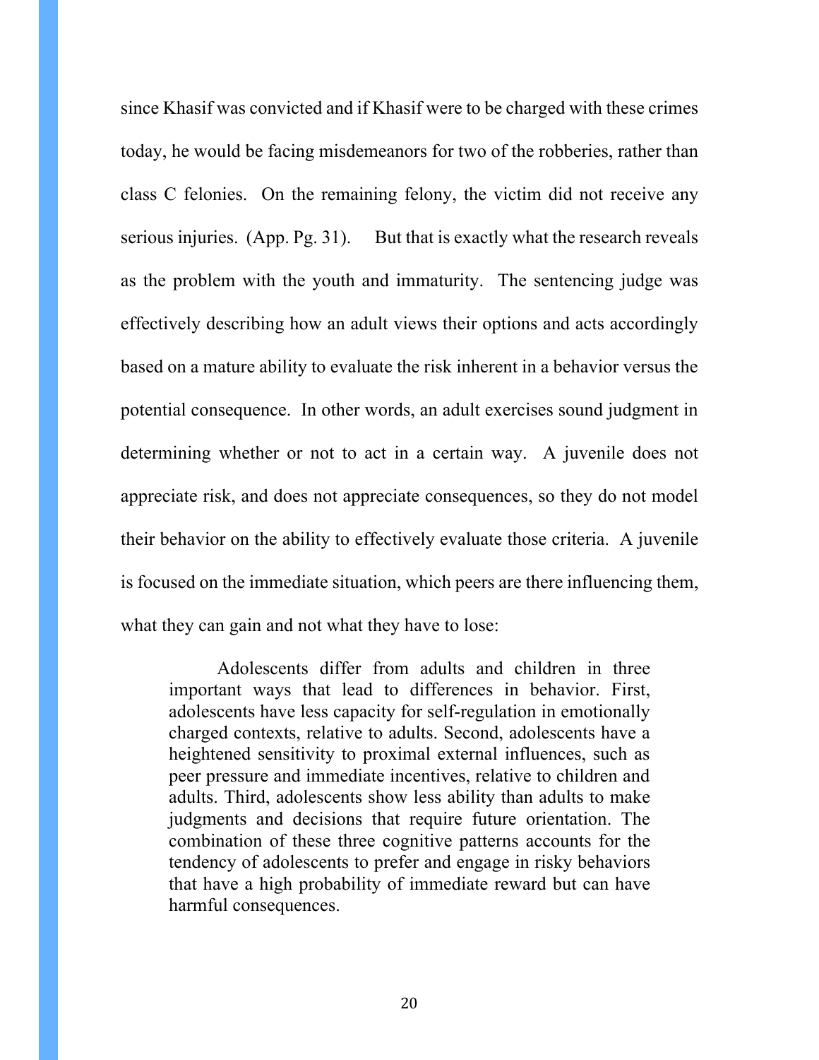since Khasif was convicted and if Khasif were to be charged with these crimes today, he would be facing misdemeanors for two of the robberies, rather than class C felonies. On the remaining felony, the victim did not receive any serious injuries. (App. Pg. 31). But that is exactly what the research reveals as the problem with the youth and immaturity. The sentencing judge was effectively describing how an adult views their options and acts accordingly based on a mature ability to evaluate the risk inherent in a behavior versus the potential consequence. In other words, an adult exercises sound judgment in determining whether or not to act in a certain way. A juvenile does not appreciate risk, and does not appreciate consequences, so they do not model their behavior on the ability to effectively evaluate those criteria. A juvenile is focused on the immediate situation, which peers are there influencing them, what they can gain and not what they have to lose:

> Adolescents differ from adults and children in three important ways that lead to differences in behavior. First, adolescents have less capacity for self-regulation in emotionally charged contexts, relative to adults. Second, adolescents have a heightened sensitivity to proximal external influences, such as peer pressure and immediate incentives, relative to children and adults. Third, adolescents show less ability than adults to make judgments and decisions that require future orientation. The combination of these three cognitive patterns accounts for the tendency of adolescents to prefer and engage in risky behaviors that have a high probability of immediate reward but can have harmful consequences.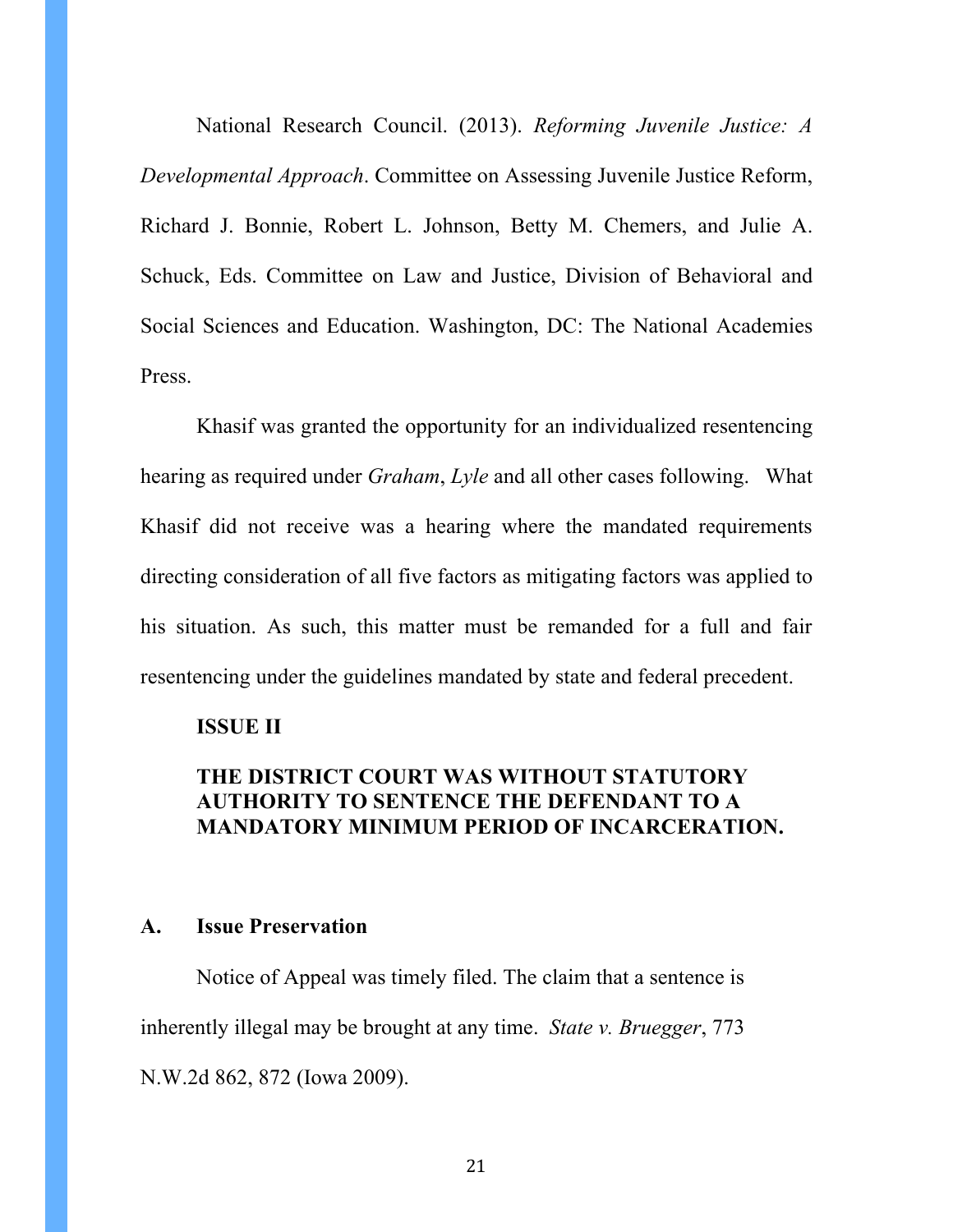National Research Council. (2013). *Reforming Juvenile Justice: A Developmental Approach*. Committee on Assessing Juvenile Justice Reform, Richard J. Bonnie, Robert L. Johnson, Betty M. Chemers, and Julie A. Schuck, Eds. Committee on Law and Justice, Division of Behavioral and Social Sciences and Education. Washington, DC: The National Academies Press.

Khasif was granted the opportunity for an individualized resentencing hearing as required under *Graham*, *Lyle* and all other cases following. What Khasif did not receive was a hearing where the mandated requirements directing consideration of all five factors as mitigating factors was applied to his situation. As such, this matter must be remanded for a full and fair resentencing under the guidelines mandated by state and federal precedent.

**ISSUE II**

**THE DISTRICT COURT WAS WITHOUT STATUTORY AUTHORITY TO SENTENCE THE DEFENDANT TO A MANDATORY MINIMUM PERIOD OF INCARCERATION.**

**A. Issue Preservation**

Notice of Appeal was timely filed. The claim that a sentence is inherently illegal may be brought at any time. *State v. Bruegger*, 773 N.W.2d 862, 872 (Iowa 2009).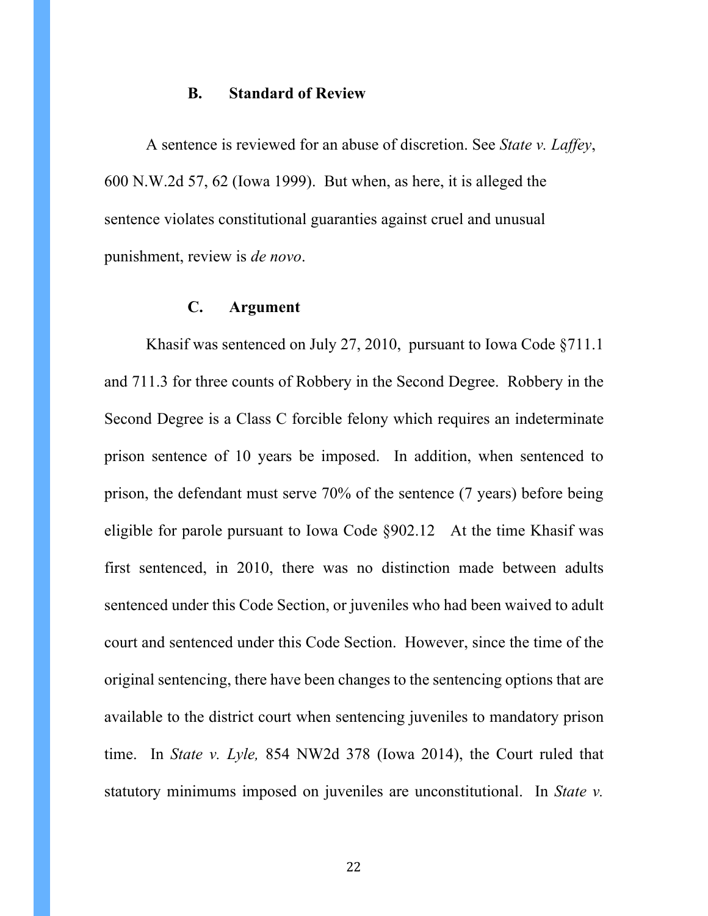### B. Standard of Review

A sentence is reviewed for an abuse of discretion. See *State v. Laffey*, 600 N.W.2d 57, 62 (Iowa 1999). But when, as here, it is alleged the sentence violates constitutional guaranties against cruel and unusual punishment, review is *de novo*.

### C. Argument

Khasif was sentenced on July 27, 2010, pursuant to Iowa Code §711.1 and 711.3 for three counts of Robbery in the Second Degree. Robbery in the Second Degree is a Class C forcible felony which requires an indeterminate prison sentence of 10 years be imposed. In addition, when sentenced to prison, the defendant must serve 70% of the sentence (7 years) before being eligible for parole pursuant to Iowa Code §902.12 At the time Khasif was first sentenced, in 2010, there was no distinction made between adults sentenced under this Code Section, or juveniles who had been waived to adult court and sentenced under this Code Section. However, since the time of the original sentencing, there have been changes to the sentencing options that are available to the district court when sentencing juveniles to mandatory prison time. In *State v. Lyle,* 854 NW2d 378 (Iowa 2014), the Court ruled that statutory minimums imposed on juveniles are unconstitutional. In *State v.*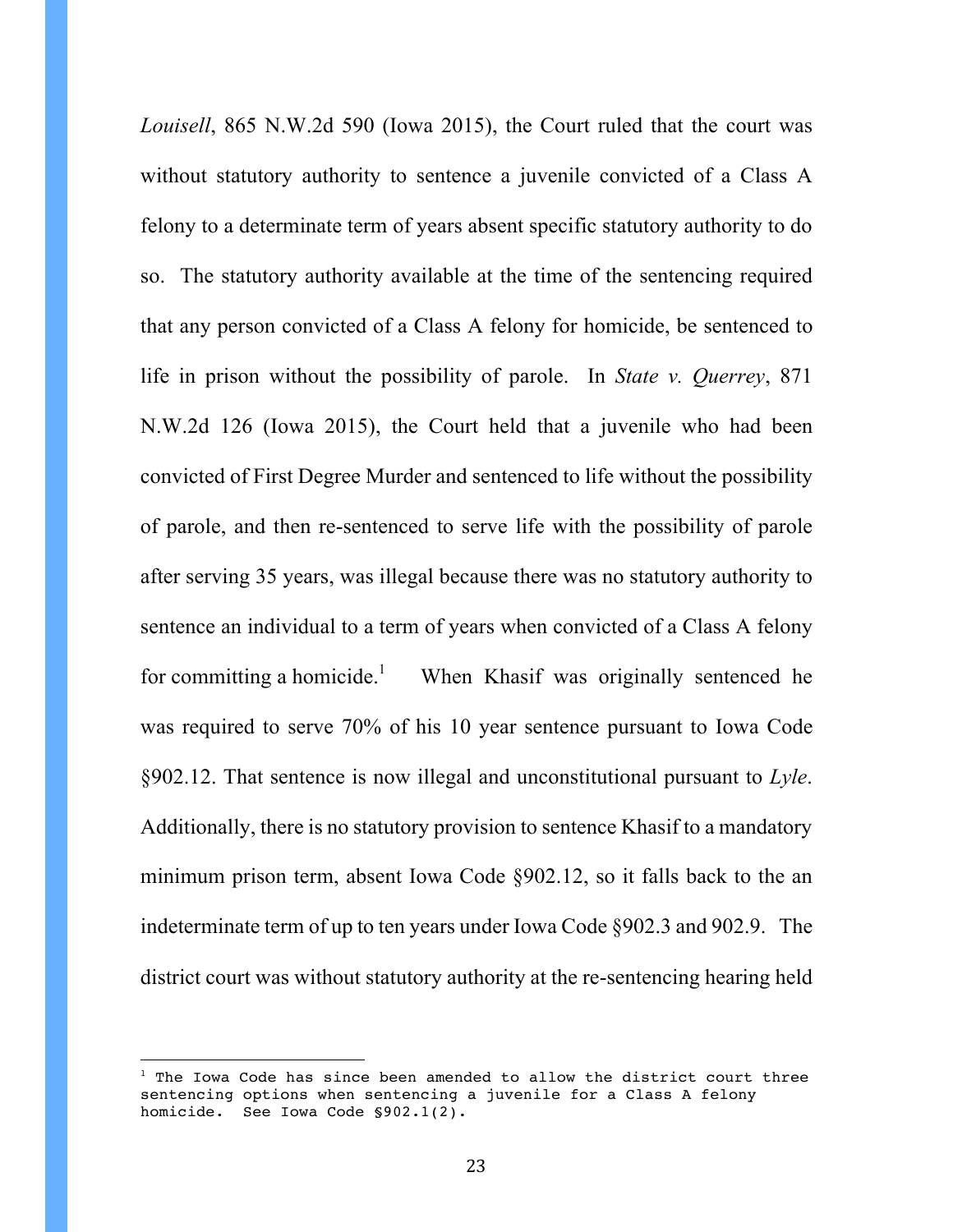*Louisell*, 865 N.W.2d 590 (Iowa 2015), the Court ruled that the court was without statutory authority to sentence a juvenile convicted of a Class A felony to a determinate term of years absent specific statutory authority to do so. The statutory authority available at the time of the sentencing required that any person convicted of a Class A felony for homicide, be sentenced to life in prison without the possibility of parole. In *State v. Querrey*, 871 N.W.2d 126 (Iowa 2015), the Court held that a juvenile who had been convicted of First Degree Murder and sentenced to life without the possibility of parole, and then re-sentenced to serve life with the possibility of parole after serving 35 years, was illegal because there was no statutory authority to sentence an individual to a term of years when convicted of a Class A felony for committing a homicide.[1] When Khasif was originally sentenced he was required to serve 70% of his 10 year sentence pursuant to Iowa Code §902.12. That sentence is now illegal and unconstitutional pursuant to *Lyle*. Additionally, there is no statutory provision to sentence Khasif to a mandatory minimum prison term, absent Iowa Code §902.12, so it falls back to the an indeterminate term of up to ten years under Iowa Code §902.3 and 902.9. The district court was without statutory authority at the re-sentencing hearing held

---

[1] The Iowa Code has since been amended to allow the district court three sentencing options when sentencing a juvenile for a Class A felony homicide. See Iowa Code §902.1(2).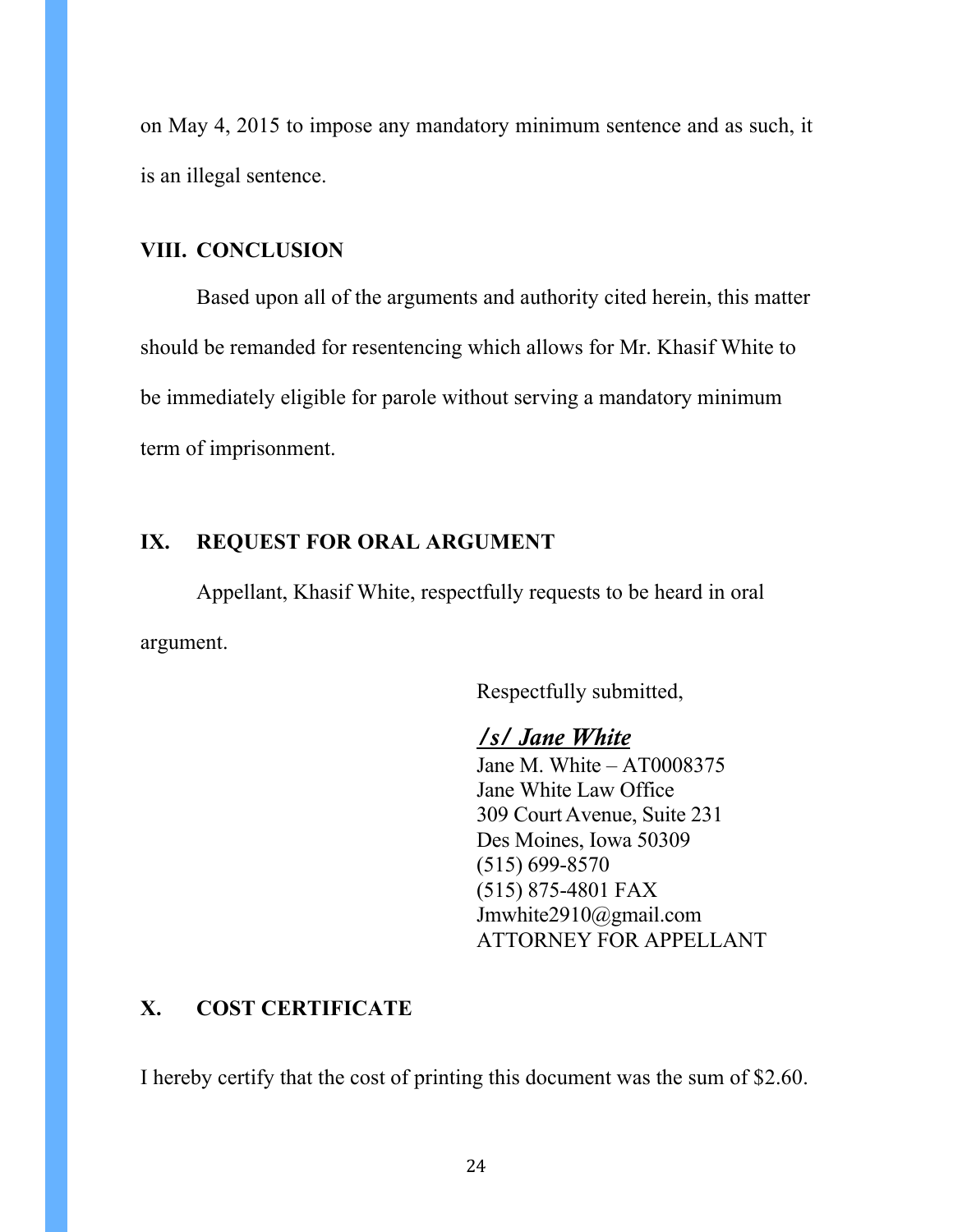on May 4, 2015 to impose any mandatory minimum sentence and as such, it is an illegal sentence.

## VIII. CONCLUSION

Based upon all of the arguments and authority cited herein, this matter should be remanded for resentencing which allows for Mr. Khasif White to be immediately eligible for parole without serving a mandatory minimum term of imprisonment.

## IX. REQUEST FOR ORAL ARGUMENT

Appellant, Khasif White, respectfully requests to be heard in oral argument.

Respectfully submitted,

***/s/ Jane White***
Jane M. White – AT0008375
Jane White Law Office
309 Court Avenue, Suite 231
Des Moines, Iowa 50309
(515) 699-8570
(515) 875-4801 FAX
Jmwhite2910@gmail.com
ATTORNEY FOR APPELLANT

## X. COST CERTIFICATE

I hereby certify that the cost of printing this document was the sum of $2.60.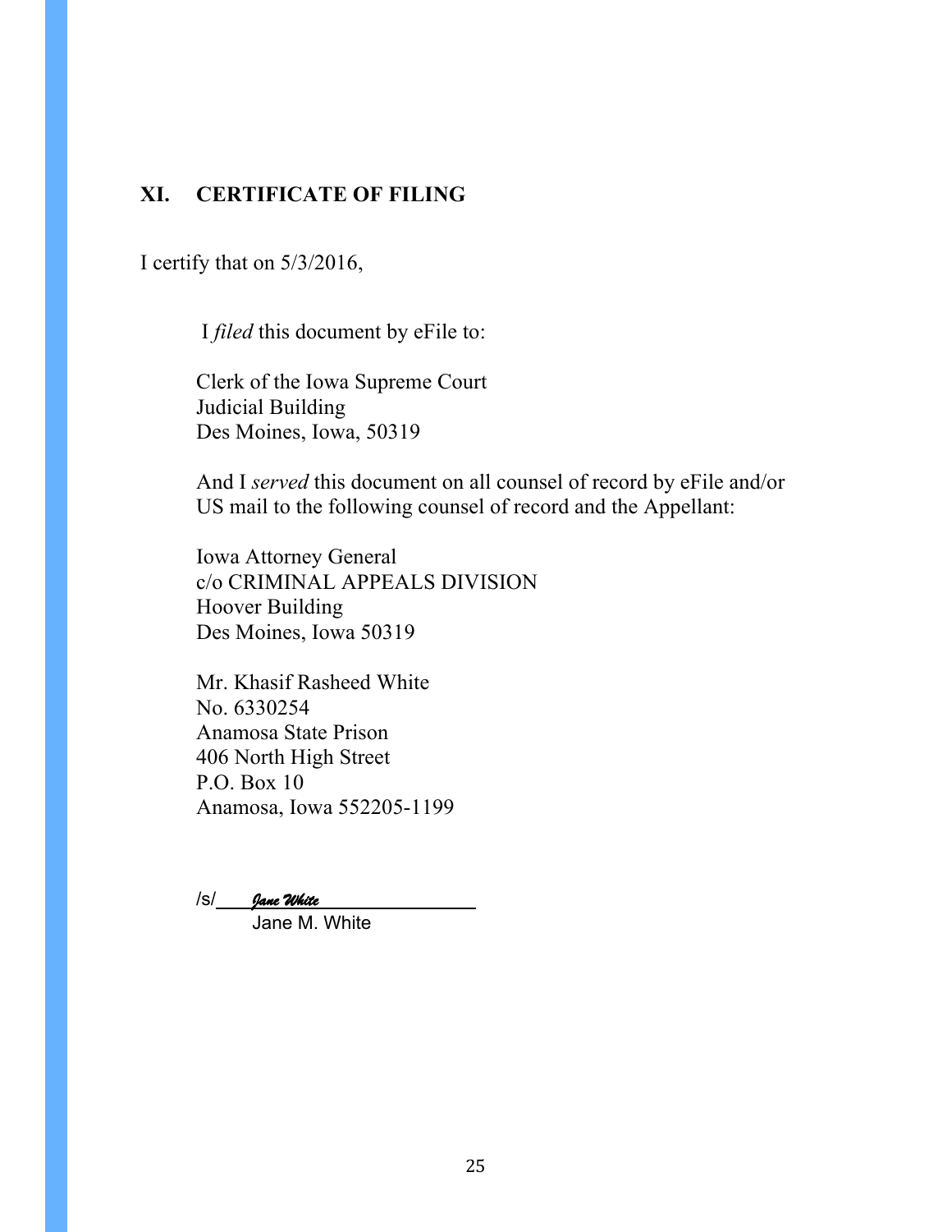## XI. CERTIFICATE OF FILING

I certify that on 5/3/2016,

I *filed* this document by eFile to:

Clerk of the Iowa Supreme Court
Judicial Building
Des Moines, Iowa, 50319

And I *served* this document on all counsel of record by eFile and/or US mail to the following counsel of record and the Appellant:

Iowa Attorney General
c/o CRIMINAL APPEALS DIVISION
Hoover Building
Des Moines, Iowa 50319

Mr. Khasif Rasheed White
No. 6330254
Anamosa State Prison
406 North High Street
P.O. Box 10
Anamosa, Iowa 552205-1199

/s/ *Jane White*
Jane M. White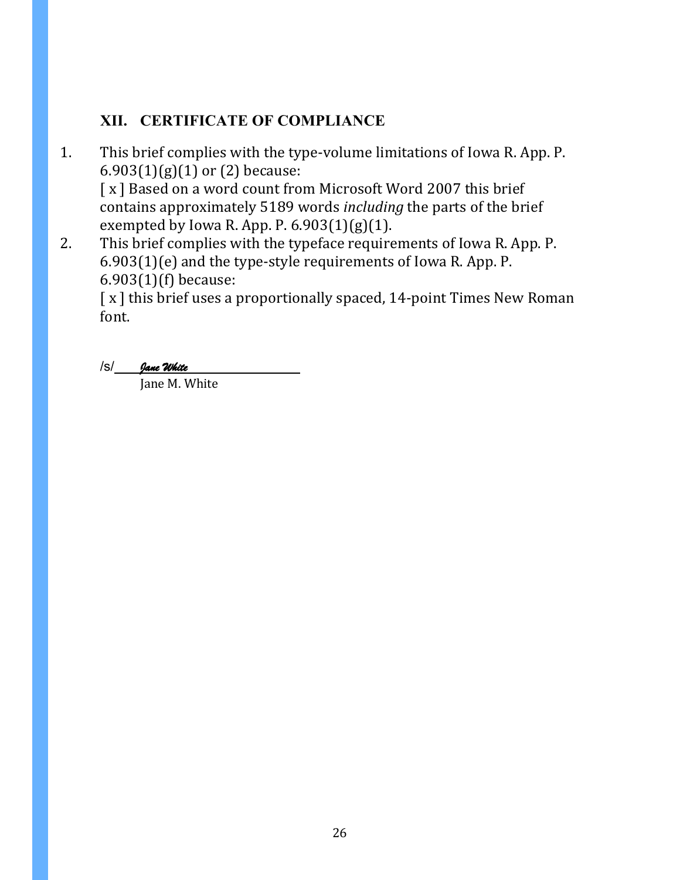## XII. CERTIFICATE OF COMPLIANCE

1. This brief complies with the type-volume limitations of Iowa R. App. P. 6.903(1)(g)(1) or (2) because:
   [ x ] Based on a word count from Microsoft Word 2007 this brief contains approximately 5189 words *including* the parts of the brief exempted by Iowa R. App. P. 6.903(1)(g)(1).
2. This brief complies with the typeface requirements of Iowa R. App. P. 6.903(1)(e) and the type-style requirements of Iowa R. App. P. 6.903(1)(f) because:
   [ x ] this brief uses a proportionally spaced, 14-point Times New Roman font.

/s/ *Jane White*
Jane M. White